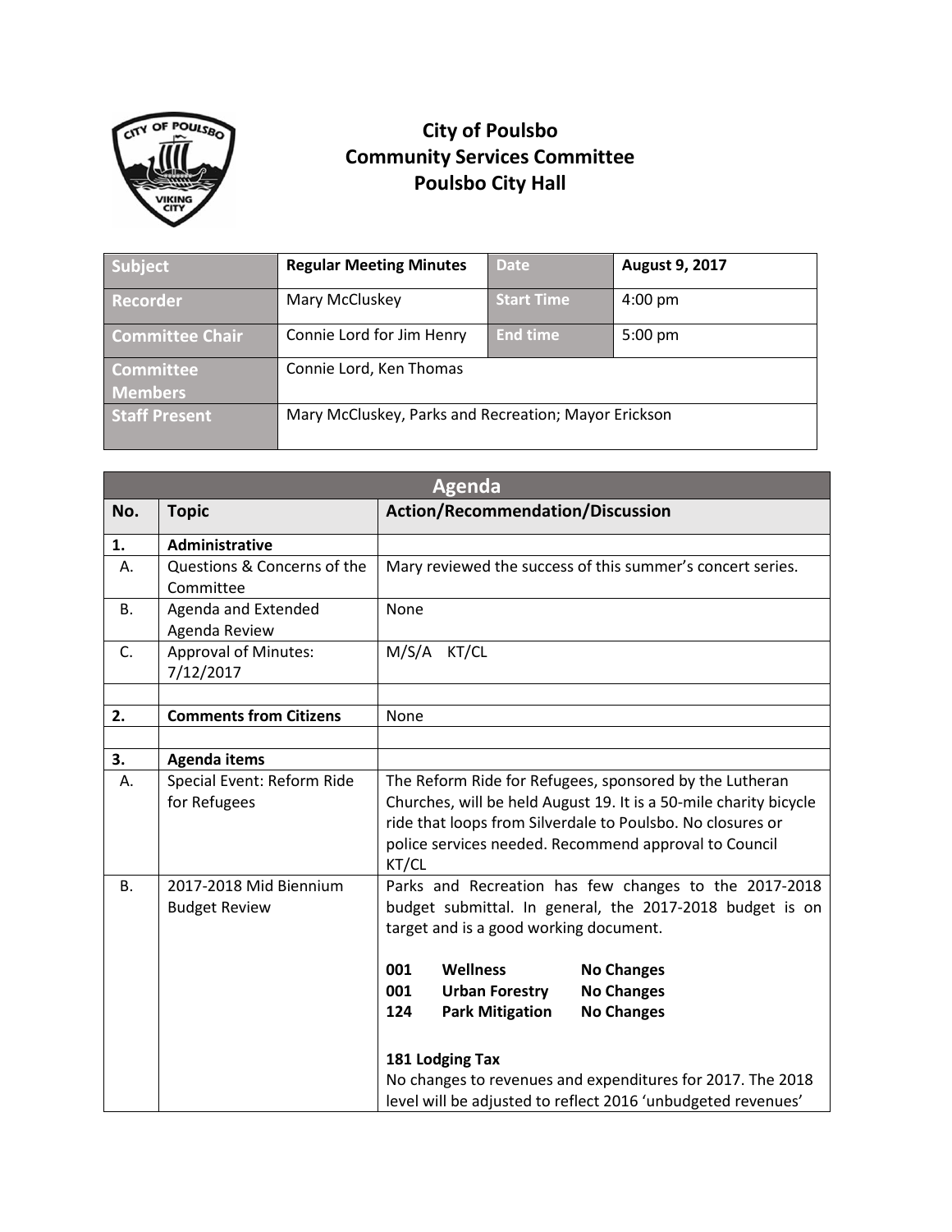# City of Poulsbo
# Community Services Committee
# Poulsbo City Hall

| Subject | Regular Meeting Minutes | Date | August 9, 2017 |
|---|---|---|---|
| Recorder | Mary McCluskey | Start Time | 4:00 pm |
| Committee Chair | Connie Lord for Jim Henry | End time | 5:00 pm |
| Committee Members | Connie Lord, Ken Thomas | | |
| Staff Present | Mary McCluskey, Parks and Recreation; Mayor Erickson | | |

| Agenda | | |
|---|---|---|
| **No.** | **Topic** | **Action/Recommendation/Discussion** |
| **1.** | **Administrative** | |
| A. | Questions & Concerns of the Committee | Mary reviewed the success of this summer's concert series. |
| B. | Agenda and Extended Agenda Review | None |
| C. | Approval of Minutes: 7/12/2017 | M/S/A KT/CL |
| | | |
| **2.** | **Comments from Citizens** | None |
| | | |
| **3.** | **Agenda items** | |
| A. | Special Event: Reform Ride for Refugees | The Reform Ride for Refugees, sponsored by the Lutheran Churches, will be held August 19. It is a 50-mile charity bicycle ride that loops from Silverdale to Poulsbo. No closures or police services needed. Recommend approval to Council KT/CL |
| B. | 2017-2018 Mid Biennium Budget Review | Parks and Recreation has few changes to the 2017-2018 budget submittal. In general, the 2017-2018 budget is on target and is a good working document.<br><br>**001 Wellness No Changes**<br>**001 Urban Forestry No Changes**<br>**124 Park Mitigation No Changes**<br><br>**181 Lodging Tax**<br>No changes to revenues and expenditures for 2017. The 2018 level will be adjusted to reflect 2016 'unbudgeted revenues' |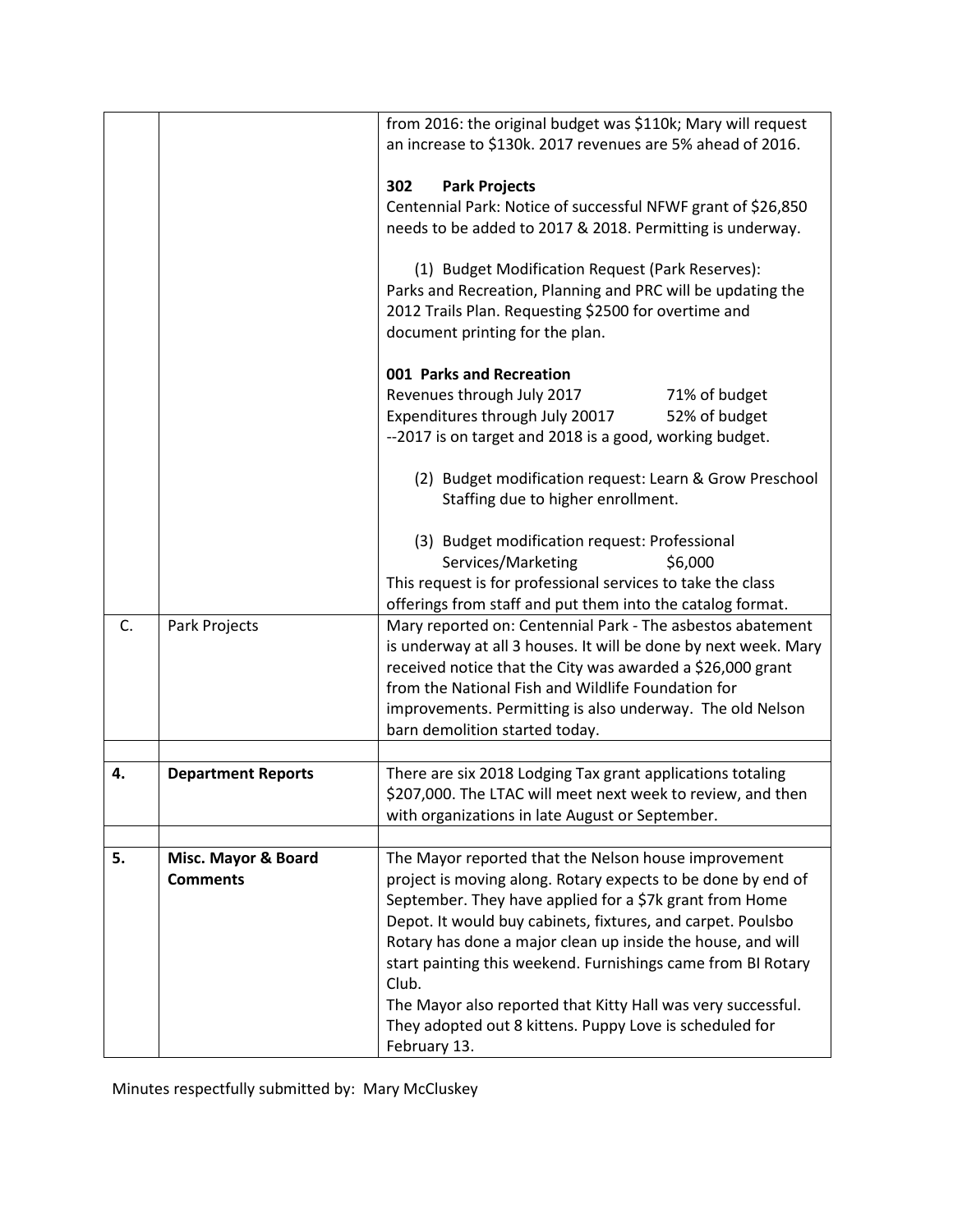| | | |
|---|---|---|
| | | from 2016: the original budget was \$110k; Mary will request an increase to \$130k. 2017 revenues are 5% ahead of 2016.<br><br>**302 Park Projects**<br>Centennial Park: Notice of successful NFWF grant of \$26,850 needs to be added to 2017 & 2018. Permitting is underway.<br><br>(1) Budget Modification Request (Park Reserves): Parks and Recreation, Planning and PRC will be updating the 2012 Trails Plan. Requesting \$2500 for overtime and document printing for the plan.<br><br>**001 Parks and Recreation**<br>Revenues through July 2017 71% of budget<br>Expenditures through July 20017 52% of budget<br>--2017 is on target and 2018 is a good, working budget.<br><br>(2) Budget modification request: Learn & Grow Preschool Staffing due to higher enrollment.<br><br>(3) Budget modification request: Professional Services/Marketing \$6,000<br>This request is for professional services to take the class offerings from staff and put them into the catalog format. |
| C. | Park Projects | Mary reported on: Centennial Park - The asbestos abatement is underway at all 3 houses. It will be done by next week. Mary received notice that the City was awarded a \$26,000 grant from the National Fish and Wildlife Foundation for improvements. Permitting is also underway. The old Nelson barn demolition started today. |
| | | |
| **4.** | **Department Reports** | There are six 2018 Lodging Tax grant applications totaling \$207,000. The LTAC will meet next week to review, and then with organizations in late August or September. |
| | | |
| **5.** | **Misc. Mayor & Board Comments** | The Mayor reported that the Nelson house improvement project is moving along. Rotary expects to be done by end of September. They have applied for a \$7k grant from Home Depot. It would buy cabinets, fixtures, and carpet. Poulsbo Rotary has done a major clean up inside the house, and will start painting this weekend. Furnishings came from BI Rotary Club.<br>The Mayor also reported that Kitty Hall was very successful. They adopted out 8 kittens. Puppy Love is scheduled for February 13. |

Minutes respectfully submitted by: Mary McCluskey